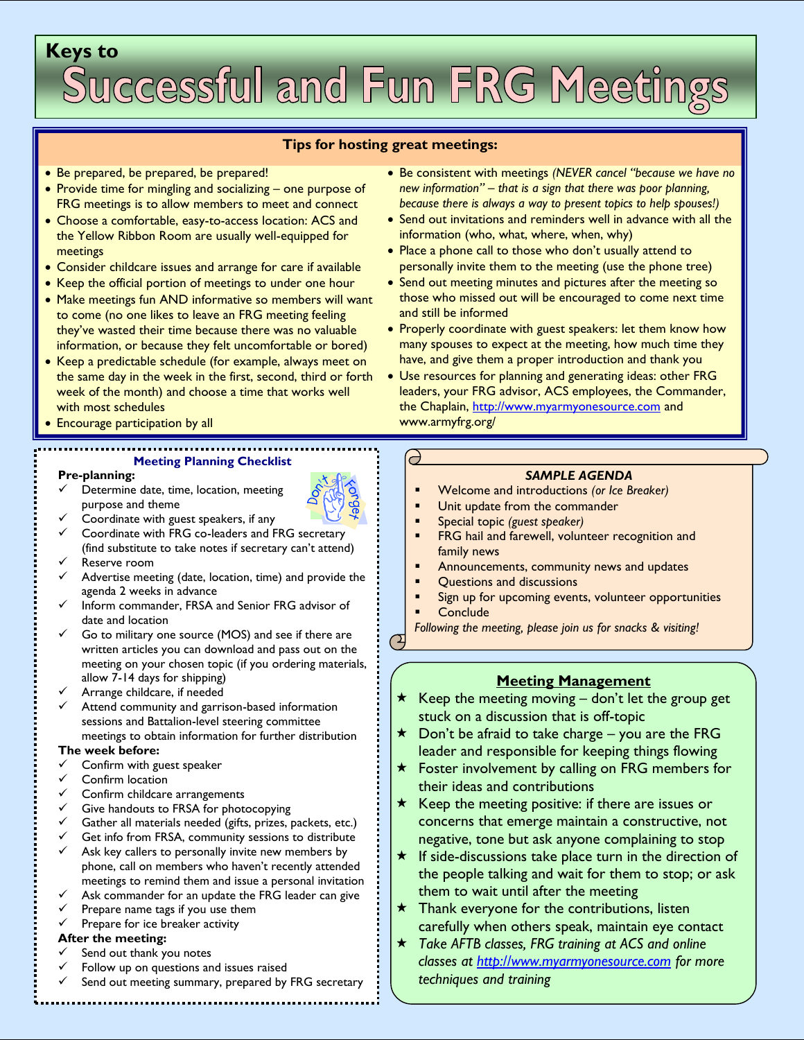# Keys to Successful and Fun FRG Meetings

## Tips for hosting great meetings:

- Be prepared, be prepared, be prepared!
- Provide time for mingling and socializing – one purpose of FRG meetings is to allow members to meet and connect
- Choose a comfortable, easy-to-access location: ACS and the Yellow Ribbon Room are usually well-equipped for meetings
- Consider childcare issues and arrange for care if available
- Keep the official portion of meetings to under one hour
- Make meetings fun AND informative so members will want to come (no one likes to leave an FRG meeting feeling they've wasted their time because there was no valuable information, or because they felt uncomfortable or bored)
- Keep a predictable schedule (for example, always meet on the same day in the week in the first, second, third or forth week of the month) and choose a time that works well with most schedules
- Encourage participation by all
- Be consistent with meetings *(NEVER cancel "because we have no new information" – that is a sign that there was poor planning, because there is always a way to present topics to help spouses!)*
- Send out invitations and reminders well in advance with all the information (who, what, where, when, why)
- Place a phone call to those who don't usually attend to personally invite them to the meeting (use the phone tree)
- Send out meeting minutes and pictures after the meeting so those who missed out will be encouraged to come next time and still be informed
- Properly coordinate with guest speakers: let them know how many spouses to expect at the meeting, how much time they have, and give them a proper introduction and thank you
- Use resources for planning and generating ideas: other FRG leaders, your FRG advisor, ACS employees, the Commander, the Chaplain, http://www.myarmyonesource.com and www.armyfrg.org/

## Meeting Planning Checklist

**Pre-planning:**

- ✓ Determine date, time, location, meeting purpose and theme
- ✓ Coordinate with guest speakers, if any
- ✓ Coordinate with FRG co-leaders and FRG secretary (find substitute to take notes if secretary can't attend)
- ✓ Reserve room
- ✓ Advertise meeting (date, location, time) and provide the agenda 2 weeks in advance
- ✓ Inform commander, FRSA and Senior FRG advisor of date and location
- ✓ Go to military one source (MOS) and see if there are written articles you can download and pass out on the meeting on your chosen topic (if you ordering materials, allow 7-14 days for shipping)
- ✓ Arrange childcare, if needed
- ✓ Attend community and garrison-based information sessions and Battalion-level steering committee meetings to obtain information for further distribution

**The week before:**

- ✓ Confirm with guest speaker
- ✓ Confirm location
- ✓ Confirm childcare arrangements
- ✓ Give handouts to FRSA for photocopying
- ✓ Gather all materials needed (gifts, prizes, packets, etc.)
- ✓ Get info from FRSA, community sessions to distribute
- ✓ Ask key callers to personally invite new members by phone, call on members who haven't recently attended meetings to remind them and issue a personal invitation
- ✓ Ask commander for an update the FRG leader can give
- ✓ Prepare name tags if you use them
- ✓ Prepare for ice breaker activity

**After the meeting:**

- ✓ Send out thank you notes
- ✓ Follow up on questions and issues raised
- ✓ Send out meeting summary, prepared by FRG secretary

## *SAMPLE AGENDA*

- Welcome and introductions *(or Ice Breaker)*
- Unit update from the commander
- Special topic *(guest speaker)*
- FRG hail and farewell, volunteer recognition and family news
- Announcements, community news and updates
- Questions and discussions
- Sign up for upcoming events, volunteer opportunities
- Conclude

*Following the meeting, please join us for snacks & visiting!*

## Meeting Management

- ★ Keep the meeting moving – don't let the group get stuck on a discussion that is off-topic
- ★ Don't be afraid to take charge – you are the FRG leader and responsible for keeping things flowing
- ★ Foster involvement by calling on FRG members for their ideas and contributions
- ★ Keep the meeting positive: if there are issues or concerns that emerge maintain a constructive, not negative, tone but ask anyone complaining to stop
- ★ If side-discussions take place turn in the direction of the people talking and wait for them to stop; or ask them to wait until after the meeting
- ★ Thank everyone for the contributions, listen carefully when others speak, maintain eye contact
- ★ *Take AFTB classes, FRG training at ACS and online classes at http://www.myarmyonesource.com for more techniques and training*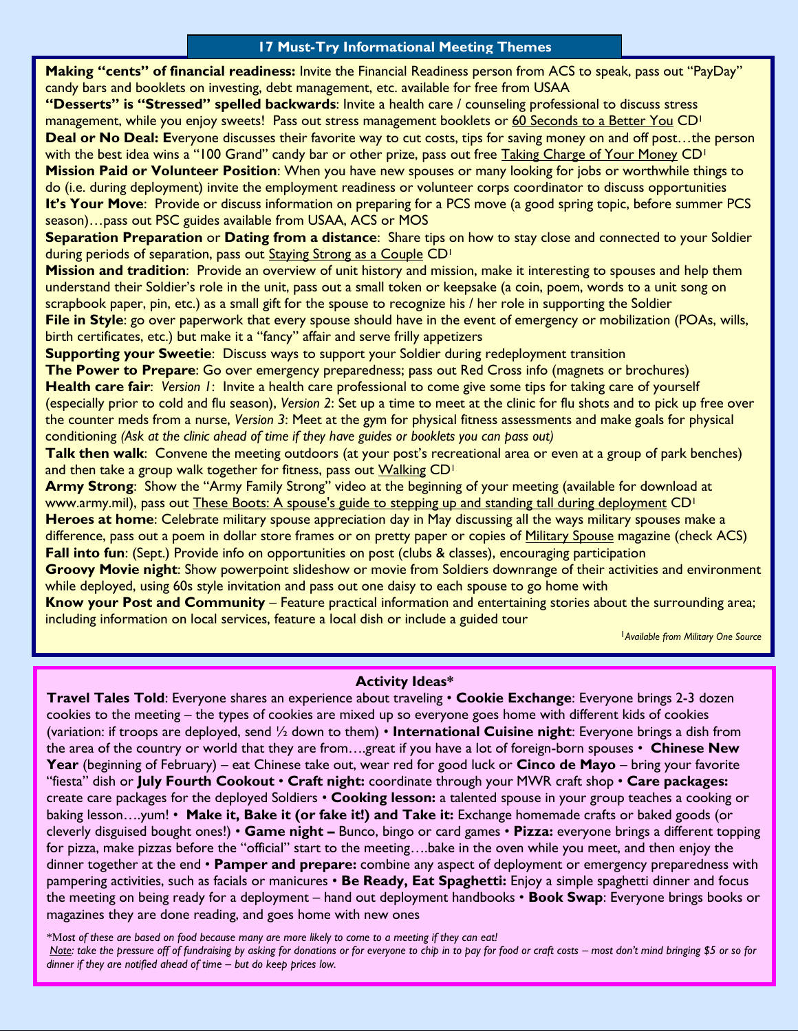## 17 Must-Try Informational Meeting Themes

**Making "cents" of financial readiness:** Invite the Financial Readiness person from ACS to speak, pass out "PayDay" candy bars and booklets on investing, debt management, etc. available for free from USAA

**"Desserts" is "Stressed" spelled backwards**: Invite a health care / counseling professional to discuss stress management, while you enjoy sweets! Pass out stress management booklets or 60 Seconds to a Better You CD[1]

**Deal or No Deal: E**veryone discusses their favorite way to cut costs, tips for saving money on and off post…the person with the best idea wins a "100 Grand" candy bar or other prize, pass out free Taking Charge of Your Money CD[1]

**Mission Paid or Volunteer Position**: When you have new spouses or many looking for jobs or worthwhile things to do (i.e. during deployment) invite the employment readiness or volunteer corps coordinator to discuss opportunities

**It's Your Move**: Provide or discuss information on preparing for a PCS move (a good spring topic, before summer PCS season)…pass out PSC guides available from USAA, ACS or MOS

**Separation Preparation** or **Dating from a distance**: Share tips on how to stay close and connected to your Soldier during periods of separation, pass out Staying Strong as a Couple CD[1]

**Mission and tradition**: Provide an overview of unit history and mission, make it interesting to spouses and help them understand their Soldier's role in the unit, pass out a small token or keepsake (a coin, poem, words to a unit song on scrapbook paper, pin, etc.) as a small gift for the spouse to recognize his / her role in supporting the Soldier

**File in Style**: go over paperwork that every spouse should have in the event of emergency or mobilization (POAs, wills, birth certificates, etc.) but make it a "fancy" affair and serve frilly appetizers

**Supporting your Sweetie**: Discuss ways to support your Soldier during redeployment transition

**The Power to Prepare**: Go over emergency preparedness; pass out Red Cross info (magnets or brochures)

**Health care fair**: *Version 1*: Invite a health care professional to come give some tips for taking care of yourself (especially prior to cold and flu season), *Version 2*: Set up a time to meet at the clinic for flu shots and to pick up free over the counter meds from a nurse, *Version 3*: Meet at the gym for physical fitness assessments and make goals for physical conditioning *(Ask at the clinic ahead of time if they have guides or booklets you can pass out)*

**Talk then walk**: Convene the meeting outdoors (at your post's recreational area or even at a group of park benches) and then take a group walk together for fitness, pass out Walking CD[1]

**Army Strong**: Show the "Army Family Strong" video at the beginning of your meeting (available for download at www.army.mil), pass out These Boots: A spouse's guide to stepping up and standing tall during deployment CD[1]

**Heroes at home**: Celebrate military spouse appreciation day in May discussing all the ways military spouses make a difference, pass out a poem in dollar store frames or on pretty paper or copies of Military Spouse magazine (check ACS)

**Fall into fun**: (Sept.) Provide info on opportunities on post (clubs & classes), encouraging participation

**Groovy Movie night**: Show powerpoint slideshow or movie from Soldiers downrange of their activities and environment while deployed, using 60s style invitation and pass out one daisy to each spouse to go home with

**Know your Post and Community** – Feature practical information and entertaining stories about the surrounding area; including information on local services, feature a local dish or include a guided tour

[1]*Available from Military One Source*

## Activity Ideas*

**Travel Tales Told**: Everyone shares an experience about traveling • **Cookie Exchange**: Everyone brings 2-3 dozen cookies to the meeting – the types of cookies are mixed up so everyone goes home with different kids of cookies (variation: if troops are deployed, send ½ down to them) • **International Cuisine night**: Everyone brings a dish from the area of the country or world that they are from….great if you have a lot of foreign-born spouses • **Chinese New Year** (beginning of February) – eat Chinese take out, wear red for good luck or **Cinco de Mayo** – bring your favorite "fiesta" dish or **July Fourth Cookout** • **Craft night:** coordinate through your MWR craft shop • **Care packages:** create care packages for the deployed Soldiers • **Cooking lesson:** a talented spouse in your group teaches a cooking or baking lesson….yum! • **Make it, Bake it (or fake it!) and Take it:** Exchange homemade crafts or baked goods (or cleverly disguised bought ones!) • **Game night –** Bunco, bingo or card games • **Pizza:** everyone brings a different topping for pizza, make pizzas before the "official" start to the meeting….bake in the oven while you meet, and then enjoy the dinner together at the end • **Pamper and prepare:** combine any aspect of deployment or emergency preparedness with pampering activities, such as facials or manicures • **Be Ready, Eat Spaghetti:** Enjoy a simple spaghetti dinner and focus the meeting on being ready for a deployment – hand out deployment handbooks • **Book Swap**: Everyone brings books or magazines they are done reading, and goes home with new ones

*\*Most of these are based on food because many are more likely to come to a meeting if they can eat!*

*Note: take the pressure off of fundraising by asking for donations or for everyone to chip in to pay for food or craft costs – most don't mind bringing $5 or so for dinner if they are notified ahead of time – but do keep prices low.*